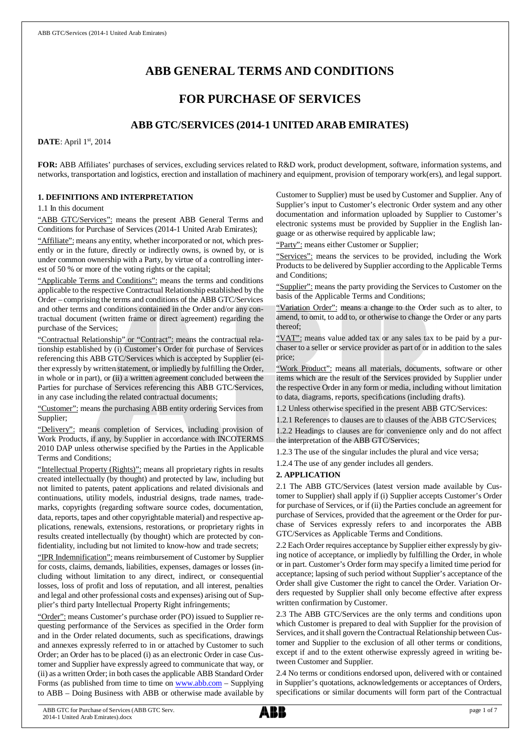# ABB GENERAL TERMS AND CONDITIONS

# FOR PURCHASE OF SERVICES

## ABB GTC/SERVICES (2014-1 UNITED ARAB EMIRATES)

**DATE**: April 1st, 2014

**FOR:** ABB Affiliates' purchases of services, excluding services related to R&D work, product development, software, information systems, and networks, transportation and logistics, erection and installation of machinery and equipment, provision of temporary work(ers), and legal support.

### 1. DEFINITIONS AND INTERPRETATION

1.1 In this document

"ABB GTC/Services": means the present ABB General Terms and Conditions for Purchase of Services (2014-1 United Arab Emirates);

"Affiliate": means any entity, whether incorporated or not, which presently or in the future, directly or indirectly owns, is owned by, or is under common ownership with a Party, by virtue of a controlling interest of 50 % or more of the voting rights or the capital;

"Applicable Terms and Conditions": means the terms and conditions applicable to the respective Contractual Relationship established by the Order – comprising the terms and conditions of the ABB GTC/Services and other terms and conditions contained in the Order and/or any contractual document (written frame or direct agreement) regarding the purchase of the Services;

"Contractual Relationship" or "Contract": means the contractual relationship established by (i) Customer's Order for purchase of Services referencing this ABB GTC/Services which is accepted by Supplier (either expressly by written statement, or impliedly by fulfilling the Order, in whole or in part), or (ii) a written agreement concluded between the Parties for purchase of Services referencing this ABB GTC/Services, in any case including the related contractual documents;

"Customer": means the purchasing ABB entity ordering Services from Supplier;

"Delivery": means completion of Services, including provision of Work Products, if any, by Supplier in accordance with INCOTERMS 2010 DAP unless otherwise specified by the Parties in the Applicable Terms and Conditions;

"Intellectual Property (Rights)": means all proprietary rights in results created intellectually (by thought) and protected by law, including but not limited to patents, patent applications and related divisionals and continuations, utility models, industrial designs, trade names, trademarks, copyrights (regarding software source codes, documentation, data, reports, tapes and other copyrightable material) and respective applications, renewals, extensions, restorations, or proprietary rights in results created intellectually (by thought) which are protected by confidentiality, including but not limited to know-how and trade secrets;

"IPR Indemnification": means reimbursement of Customer by Supplier for costs, claims, demands, liabilities, expenses, damages or losses (including without limitation to any direct, indirect, or consequential losses, loss of profit and loss of reputation, and all interest, penalties and legal and other professional costs and expenses) arising out of Supplier's third party Intellectual Property Right infringements;

"Order": means Customer's purchase order (PO) issued to Supplier requesting performance of the Services as specified in the Order form and in the Order related documents, such as specifications, drawings and annexes expressly referred to in or attached by Customer to such Order; an Order has to be placed (i) as an electronic Order in case Customer and Supplier have expressly agreed to communicate that way, or (ii) as a written Order; in both cases the applicable ABB Standard Order Forms (as published from time to time on www.abb.com – Supplying to ABB – Doing Business with ABB or otherwise made available by Customer to Supplier) must be used by Customer and Supplier. Any of Supplier's input to Customer's electronic Order system and any other documentation and information uploaded by Supplier to Customer's electronic systems must be provided by Supplier in the English language or as otherwise required by applicable law;

"Party": means either Customer or Supplier;

"Services": means the services to be provided, including the Work Products to be delivered by Supplier according to the Applicable Terms and Conditions;

"Supplier": means the party providing the Services to Customer on the basis of the Applicable Terms and Conditions;

"Variation Order": means a change to the Order such as to alter, to amend, to omit, to add to, or otherwise to change the Order or any parts thereof;

"VAT": means value added tax or any sales tax to be paid by a purchaser to a seller or service provider as part of or in addition to the sales price;

"Work Product": means all materials, documents, software or other items which are the result of the Services provided by Supplier under the respective Order in any form or media, including without limitation to data, diagrams, reports, specifications (including drafts).

1.2 Unless otherwise specified in the present ABB GTC/Services:

1.2.1 References to clauses are to clauses of the ABB GTC/Services;

1.2.2 Headings to clauses are for convenience only and do not affect the interpretation of the ABB GTC/Services;

1.2.3 The use of the singular includes the plural and vice versa;

1.2.4 The use of any gender includes all genders.

### 2. APPLICATION

2.1 The ABB GTC/Services (latest version made available by Customer to Supplier) shall apply if (i) Supplier accepts Customer's Order for purchase of Services, or if (ii) the Parties conclude an agreement for purchase of Services, provided that the agreement or the Order for purchase of Services expressly refers to and incorporates the ABB GTC/Services as Applicable Terms and Conditions.

2.2 Each Order requires acceptance by Supplier either expressly by giving notice of acceptance, or impliedly by fulfilling the Order, in whole or in part. Customer's Order form may specify a limited time period for acceptance; lapsing of such period without Supplier's acceptance of the Order shall give Customer the right to cancel the Order. Variation Orders requested by Supplier shall only become effective after express written confirmation by Customer.

2.3 The ABB GTC/Services are the only terms and conditions upon which Customer is prepared to deal with Supplier for the provision of Services, and it shall govern the Contractual Relationship between Customer and Supplier to the exclusion of all other terms or conditions, except if and to the extent otherwise expressly agreed in writing between Customer and Supplier.

2.4 No terms or conditions endorsed upon, delivered with or contained in Supplier's quotations, acknowledgements or acceptances of Orders, specifications or similar documents will form part of the Contractual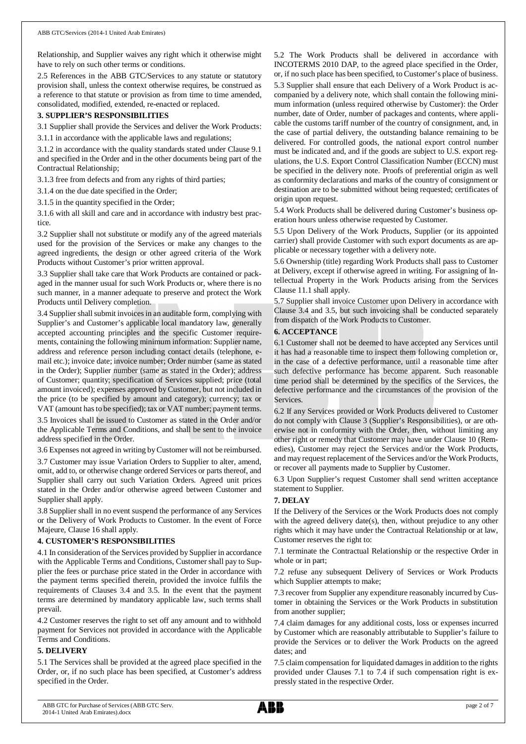Relationship, and Supplier waives any right which it otherwise might have to rely on such other terms or conditions.

2.5 References in the ABB GTC/Services to any statute or statutory provision shall, unless the context otherwise requires, be construed as a reference to that statute or provision as from time to time amended, consolidated, modified, extended, re-enacted or replaced.

## 3. SUPPLIER'S RESPONSIBILITIES

3.1 Supplier shall provide the Services and deliver the Work Products:

3.1.1 in accordance with the applicable laws and regulations;

3.1.2 in accordance with the quality standards stated under Clause 9.1 and specified in the Order and in the other documents being part of the Contractual Relationship;

3.1.3 free from defects and from any rights of third parties;

3.1.4 on the due date specified in the Order;

3.1.5 in the quantity specified in the Order;

3.1.6 with all skill and care and in accordance with industry best practice.

3.2 Supplier shall not substitute or modify any of the agreed materials used for the provision of the Services or make any changes to the agreed ingredients, the design or other agreed criteria of the Work Products without Customer's prior written approval.

3.3 Supplier shall take care that Work Products are contained or packaged in the manner usual for such Work Products or, where there is no such manner, in a manner adequate to preserve and protect the Work Products until Delivery completion.

3.4 Supplier shall submit invoices in an auditable form, complying with Supplier's and Customer's applicable local mandatory law, generally accepted accounting principles and the specific Customer requirements, containing the following minimum information: Supplier name, address and reference person including contact details (telephone, e-mail etc.); invoice date; invoice number; Order number (same as stated in the Order); Supplier number (same as stated in the Order); address of Customer; quantity; specification of Services supplied; price (total amount invoiced); expenses approved by Customer, but not included in the price (to be specified by amount and category); currency; tax or VAT (amount has to be specified); tax or VAT number; payment terms.

3.5 Invoices shall be issued to Customer as stated in the Order and/or the Applicable Terms and Conditions, and shall be sent to the invoice address specified in the Order.

3.6 Expenses not agreed in writing by Customer will not be reimbursed.

3.7 Customer may issue Variation Orders to Supplier to alter, amend, omit, add to, or otherwise change ordered Services or parts thereof, and Supplier shall carry out such Variation Orders. Agreed unit prices stated in the Order and/or otherwise agreed between Customer and Supplier shall apply.

3.8 Supplier shall in no event suspend the performance of any Services or the Delivery of Work Products to Customer. In the event of Force Majeure, Clause 16 shall apply.

## 4. CUSTOMER'S RESPONSIBILITIES

4.1 In consideration of the Services provided by Supplier in accordance with the Applicable Terms and Conditions, Customer shall pay to Supplier the fees or purchase price stated in the Order in accordance with the payment terms specified therein, provided the invoice fulfils the requirements of Clauses 3.4 and 3.5. In the event that the payment terms are determined by mandatory applicable law, such terms shall prevail.

4.2 Customer reserves the right to set off any amount and to withhold payment for Services not provided in accordance with the Applicable Terms and Conditions.

## 5. DELIVERY

5.1 The Services shall be provided at the agreed place specified in the Order, or, if no such place has been specified, at Customer's address specified in the Order.

5.2 The Work Products shall be delivered in accordance with INCOTERMS 2010 DAP, to the agreed place specified in the Order, or, if no such place has been specified, to Customer's place of business.

5.3 Supplier shall ensure that each Delivery of a Work Product is accompanied by a delivery note, which shall contain the following minimum information (unless required otherwise by Customer): the Order number, date of Order, number of packages and contents, where applicable the customs tariff number of the country of consignment, and, in the case of partial delivery, the outstanding balance remaining to be delivered. For controlled goods, the national export control number must be indicated and, and if the goods are subject to U.S. export regulations, the U.S. Export Control Classification Number (ECCN) must be specified in the delivery note. Proofs of preferential origin as well as conformity declarations and marks of the country of consignment or destination are to be submitted without being requested; certificates of origin upon request.

5.4 Work Products shall be delivered during Customer's business operation hours unless otherwise requested by Customer.

5.5 Upon Delivery of the Work Products, Supplier (or its appointed carrier) shall provide Customer with such export documents as are applicable or necessary together with a delivery note.

5.6 Ownership (title) regarding Work Products shall pass to Customer at Delivery, except if otherwise agreed in writing. For assigning of Intellectual Property in the Work Products arising from the Services Clause 11.1 shall apply.

5.7 Supplier shall invoice Customer upon Delivery in accordance with Clause 3.4 and 3.5, but such invoicing shall be conducted separately from dispatch of the Work Products to Customer.

## 6. ACCEPTANCE

6.1 Customer shall not be deemed to have accepted any Services until it has had a reasonable time to inspect them following completion or, in the case of a defective performance, until a reasonable time after such defective performance has become apparent. Such reasonable time period shall be determined by the specifics of the Services, the defective performance and the circumstances of the provision of the Services.

6.2 If any Services provided or Work Products delivered to Customer do not comply with Clause 3 (Supplier's Responsibilities), or are otherwise not in conformity with the Order, then, without limiting any other right or remedy that Customer may have under Clause 10 (Remedies), Customer may reject the Services and/or the Work Products, and may request replacement of the Services and/or the Work Products, or recover all payments made to Supplier by Customer.

6.3 Upon Supplier's request Customer shall send written acceptance statement to Supplier.

## 7. DELAY

If the Delivery of the Services or the Work Products does not comply with the agreed delivery date(s), then, without prejudice to any other rights which it may have under the Contractual Relationship or at law, Customer reserves the right to:

7.1 terminate the Contractual Relationship or the respective Order in whole or in part;

7.2 refuse any subsequent Delivery of Services or Work Products which Supplier attempts to make;

7.3 recover from Supplier any expenditure reasonably incurred by Customer in obtaining the Services or the Work Products in substitution from another supplier;

7.4 claim damages for any additional costs, loss or expenses incurred by Customer which are reasonably attributable to Supplier's failure to provide the Services or to deliver the Work Products on the agreed dates; and

7.5 claim compensation for liquidated damages in addition to the rights provided under Clauses 7.1 to 7.4 if such compensation right is expressly stated in the respective Order.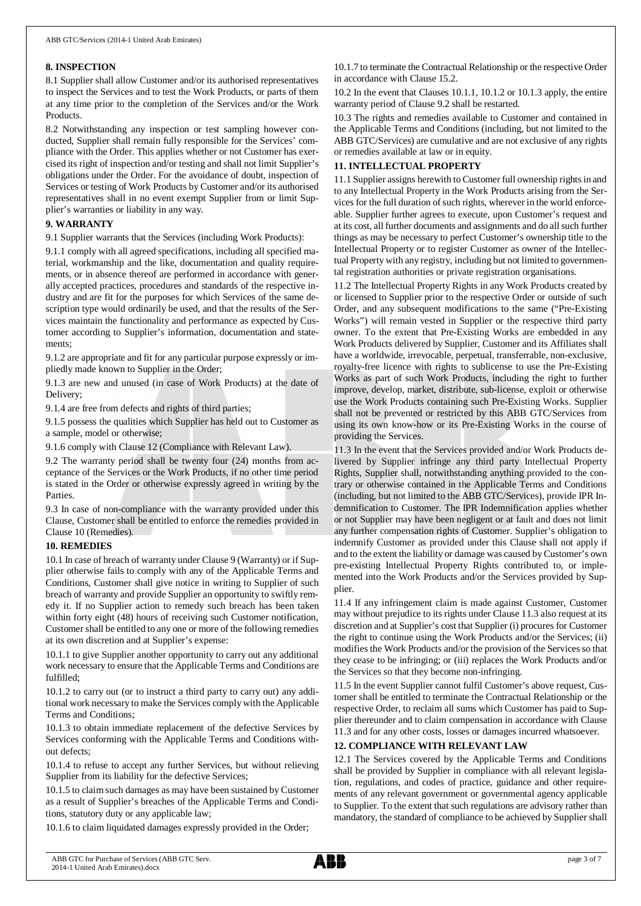## 8. INSPECTION

8.1 Supplier shall allow Customer and/or its authorised representatives to inspect the Services and to test the Work Products, or parts of them at any time prior to the completion of the Services and/or the Work Products.

8.2 Notwithstanding any inspection or test sampling however conducted, Supplier shall remain fully responsible for the Services' compliance with the Order. This applies whether or not Customer has exercised its right of inspection and/or testing and shall not limit Supplier's obligations under the Order. For the avoidance of doubt, inspection of Services or testing of Work Products by Customer and/or its authorised representatives shall in no event exempt Supplier from or limit Supplier's warranties or liability in any way.

## 9. WARRANTY

9.1 Supplier warrants that the Services (including Work Products):

9.1.1 comply with all agreed specifications, including all specified material, workmanship and the like, documentation and quality requirements, or in absence thereof are performed in accordance with generally accepted practices, procedures and standards of the respective industry and are fit for the purposes for which Services of the same description type would ordinarily be used, and that the results of the Services maintain the functionality and performance as expected by Customer according to Supplier's information, documentation and statements;

9.1.2 are appropriate and fit for any particular purpose expressly or impliedly made known to Supplier in the Order;

9.1.3 are new and unused (in case of Work Products) at the date of Delivery;

9.1.4 are free from defects and rights of third parties;

9.1.5 possess the qualities which Supplier has held out to Customer as a sample, model or otherwise;

9.1.6 comply with Clause 12 (Compliance with Relevant Law).

9.2 The warranty period shall be twenty four (24) months from acceptance of the Services or the Work Products, if no other time period is stated in the Order or otherwise expressly agreed in writing by the Parties.

9.3 In case of non-compliance with the warranty provided under this Clause, Customer shall be entitled to enforce the remedies provided in Clause 10 (Remedies).

## 10. REMEDIES

10.1 In case of breach of warranty under Clause 9 (Warranty) or if Supplier otherwise fails to comply with any of the Applicable Terms and Conditions, Customer shall give notice in writing to Supplier of such breach of warranty and provide Supplier an opportunity to swiftly remedy it. If no Supplier action to remedy such breach has been taken within forty eight (48) hours of receiving such Customer notification, Customer shall be entitled to any one or more of the following remedies at its own discretion and at Supplier's expense:

10.1.1 to give Supplier another opportunity to carry out any additional work necessary to ensure that the Applicable Terms and Conditions are fulfilled;

10.1.2 to carry out (or to instruct a third party to carry out) any additional work necessary to make the Services comply with the Applicable Terms and Conditions;

10.1.3 to obtain immediate replacement of the defective Services by Services conforming with the Applicable Terms and Conditions without defects;

10.1.4 to refuse to accept any further Services, but without relieving Supplier from its liability for the defective Services;

10.1.5 to claim such damages as may have been sustained by Customer as a result of Supplier's breaches of the Applicable Terms and Conditions, statutory duty or any applicable law;

10.1.6 to claim liquidated damages expressly provided in the Order;

10.1.7 to terminate the Contractual Relationship or the respective Order in accordance with Clause 15.2.

10.2 In the event that Clauses 10.1.1, 10.1.2 or 10.1.3 apply, the entire warranty period of Clause 9.2 shall be restarted.

10.3 The rights and remedies available to Customer and contained in the Applicable Terms and Conditions (including, but not limited to the ABB GTC/Services) are cumulative and are not exclusive of any rights or remedies available at law or in equity.

## 11. INTELLECTUAL PROPERTY

11.1 Supplier assigns herewith to Customer full ownership rights in and to any Intellectual Property in the Work Products arising from the Services for the full duration of such rights, wherever in the world enforceable. Supplier further agrees to execute, upon Customer's request and at its cost, all further documents and assignments and do all such further things as may be necessary to perfect Customer's ownership title to the Intellectual Property or to register Customer as owner of the Intellectual Property with any registry, including but not limited to governmental registration authorities or private registration organisations.

11.2 The Intellectual Property Rights in any Work Products created by or licensed to Supplier prior to the respective Order or outside of such Order, and any subsequent modifications to the same ("Pre-Existing Works") will remain vested in Supplier or the respective third party owner. To the extent that Pre-Existing Works are embedded in any Work Products delivered by Supplier, Customer and its Affiliates shall have a worldwide, irrevocable, perpetual, transferrable, non-exclusive, royalty-free licence with rights to sublicense to use the Pre-Existing Works as part of such Work Products, including the right to further improve, develop, market, distribute, sub-license, exploit or otherwise use the Work Products containing such Pre-Existing Works. Supplier shall not be prevented or restricted by this ABB GTC/Services from using its own know-how or its Pre-Existing Works in the course of providing the Services.

11.3 In the event that the Services provided and/or Work Products delivered by Supplier infringe any third party Intellectual Property Rights, Supplier shall, notwithstanding anything provided to the contrary or otherwise contained in the Applicable Terms and Conditions (including, but not limited to the ABB GTC/Services), provide IPR Indemnification to Customer. The IPR Indemnification applies whether or not Supplier may have been negligent or at fault and does not limit any further compensation rights of Customer. Supplier's obligation to indemnify Customer as provided under this Clause shall not apply if and to the extent the liability or damage was caused by Customer's own pre-existing Intellectual Property Rights contributed to, or implemented into the Work Products and/or the Services provided by Supplier.

11.4 If any infringement claim is made against Customer, Customer may without prejudice to its rights under Clause 11.3 also request at its discretion and at Supplier's cost that Supplier (i) procures for Customer the right to continue using the Work Products and/or the Services; (ii) modifies the Work Products and/or the provision of the Services so that they cease to be infringing; or (iii) replaces the Work Products and/or the Services so that they become non-infringing.

11.5 In the event Supplier cannot fulfil Customer's above request, Customer shall be entitled to terminate the Contractual Relationship or the respective Order, to reclaim all sums which Customer has paid to Supplier thereunder and to claim compensation in accordance with Clause 11.3 and for any other costs, losses or damages incurred whatsoever.

## 12. COMPLIANCE WITH RELEVANT LAW

12.1 The Services covered by the Applicable Terms and Conditions shall be provided by Supplier in compliance with all relevant legislation, regulations, and codes of practice, guidance and other requirements of any relevant government or governmental agency applicable to Supplier. To the extent that such regulations are advisory rather than mandatory, the standard of compliance to be achieved by Supplier shall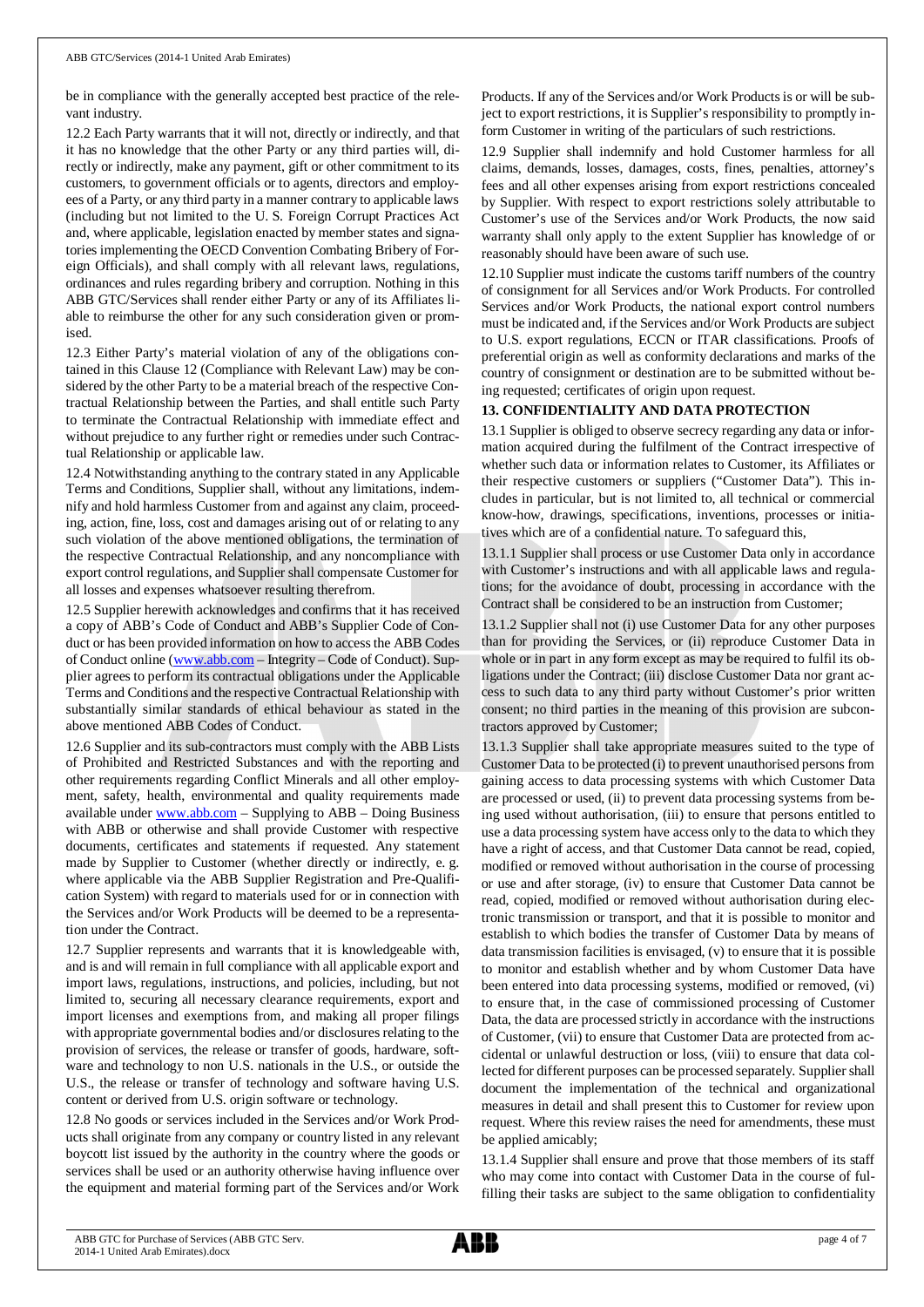be in compliance with the generally accepted best practice of the relevant industry.

12.2 Each Party warrants that it will not, directly or indirectly, and that it has no knowledge that the other Party or any third parties will, directly or indirectly, make any payment, gift or other commitment to its customers, to government officials or to agents, directors and employees of a Party, or any third party in a manner contrary to applicable laws (including but not limited to the U. S. Foreign Corrupt Practices Act and, where applicable, legislation enacted by member states and signatories implementing the OECD Convention Combating Bribery of Foreign Officials), and shall comply with all relevant laws, regulations, ordinances and rules regarding bribery and corruption. Nothing in this ABB GTC/Services shall render either Party or any of its Affiliates liable to reimburse the other for any such consideration given or promised.

12.3 Either Party's material violation of any of the obligations contained in this Clause 12 (Compliance with Relevant Law) may be considered by the other Party to be a material breach of the respective Contractual Relationship between the Parties, and shall entitle such Party to terminate the Contractual Relationship with immediate effect and without prejudice to any further right or remedies under such Contractual Relationship or applicable law.

12.4 Notwithstanding anything to the contrary stated in any Applicable Terms and Conditions, Supplier shall, without any limitations, indemnify and hold harmless Customer from and against any claim, proceeding, action, fine, loss, cost and damages arising out of or relating to any such violation of the above mentioned obligations, the termination of the respective Contractual Relationship, and any noncompliance with export control regulations, and Supplier shall compensate Customer for all losses and expenses whatsoever resulting therefrom.

12.5 Supplier herewith acknowledges and confirms that it has received a copy of ABB's Code of Conduct and ABB's Supplier Code of Conduct or has been provided information on how to access the ABB Codes of Conduct online (www.abb.com – Integrity – Code of Conduct). Supplier agrees to perform its contractual obligations under the Applicable Terms and Conditions and the respective Contractual Relationship with substantially similar standards of ethical behaviour as stated in the above mentioned ABB Codes of Conduct.

12.6 Supplier and its sub-contractors must comply with the ABB Lists of Prohibited and Restricted Substances and with the reporting and other requirements regarding Conflict Minerals and all other employment, safety, health, environmental and quality requirements made available under www.abb.com – Supplying to ABB – Doing Business with ABB or otherwise and shall provide Customer with respective documents, certificates and statements if requested. Any statement made by Supplier to Customer (whether directly or indirectly, e. g. where applicable via the ABB Supplier Registration and Pre-Qualification System) with regard to materials used for or in connection with the Services and/or Work Products will be deemed to be a representation under the Contract.

12.7 Supplier represents and warrants that it is knowledgeable with, and is and will remain in full compliance with all applicable export and import laws, regulations, instructions, and policies, including, but not limited to, securing all necessary clearance requirements, export and import licenses and exemptions from, and making all proper filings with appropriate governmental bodies and/or disclosures relating to the provision of services, the release or transfer of goods, hardware, software and technology to non U.S. nationals in the U.S., or outside the U.S., the release or transfer of technology and software having U.S. content or derived from U.S. origin software or technology.

12.8 No goods or services included in the Services and/or Work Products shall originate from any company or country listed in any relevant boycott list issued by the authority in the country where the goods or services shall be used or an authority otherwise having influence over the equipment and material forming part of the Services and/or Work Products. If any of the Services and/or Work Products is or will be subject to export restrictions, it is Supplier's responsibility to promptly inform Customer in writing of the particulars of such restrictions.

12.9 Supplier shall indemnify and hold Customer harmless for all claims, demands, losses, damages, costs, fines, penalties, attorney's fees and all other expenses arising from export restrictions concealed by Supplier. With respect to export restrictions solely attributable to Customer's use of the Services and/or Work Products, the now said warranty shall only apply to the extent Supplier has knowledge of or reasonably should have been aware of such use.

12.10 Supplier must indicate the customs tariff numbers of the country of consignment for all Services and/or Work Products. For controlled Services and/or Work Products, the national export control numbers must be indicated and, if the Services and/or Work Products are subject to U.S. export regulations, ECCN or ITAR classifications. Proofs of preferential origin as well as conformity declarations and marks of the country of consignment or destination are to be submitted without being requested; certificates of origin upon request.

## 13. CONFIDENTIALITY AND DATA PROTECTION

13.1 Supplier is obliged to observe secrecy regarding any data or information acquired during the fulfilment of the Contract irrespective of whether such data or information relates to Customer, its Affiliates or their respective customers or suppliers ("Customer Data"). This includes in particular, but is not limited to, all technical or commercial know-how, drawings, specifications, inventions, processes or initiatives which are of a confidential nature. To safeguard this,

13.1.1 Supplier shall process or use Customer Data only in accordance with Customer's instructions and with all applicable laws and regulations; for the avoidance of doubt, processing in accordance with the Contract shall be considered to be an instruction from Customer;

13.1.2 Supplier shall not (i) use Customer Data for any other purposes than for providing the Services, or (ii) reproduce Customer Data in whole or in part in any form except as may be required to fulfil its obligations under the Contract; (iii) disclose Customer Data nor grant access to such data to any third party without Customer's prior written consent; no third parties in the meaning of this provision are subcontractors approved by Customer;

13.1.3 Supplier shall take appropriate measures suited to the type of Customer Data to be protected (i) to prevent unauthorised persons from gaining access to data processing systems with which Customer Data are processed or used, (ii) to prevent data processing systems from being used without authorisation, (iii) to ensure that persons entitled to use a data processing system have access only to the data to which they have a right of access, and that Customer Data cannot be read, copied, modified or removed without authorisation in the course of processing or use and after storage, (iv) to ensure that Customer Data cannot be read, copied, modified or removed without authorisation during electronic transmission or transport, and that it is possible to monitor and establish to which bodies the transfer of Customer Data by means of data transmission facilities is envisaged, (v) to ensure that it is possible to monitor and establish whether and by whom Customer Data have been entered into data processing systems, modified or removed, (vi) to ensure that, in the case of commissioned processing of Customer Data, the data are processed strictly in accordance with the instructions of Customer, (vii) to ensure that Customer Data are protected from accidental or unlawful destruction or loss, (viii) to ensure that data collected for different purposes can be processed separately. Supplier shall document the implementation of the technical and organizational measures in detail and shall present this to Customer for review upon request. Where this review raises the need for amendments, these must be applied amicably;

13.1.4 Supplier shall ensure and prove that those members of its staff who may come into contact with Customer Data in the course of fulfilling their tasks are subject to the same obligation to confidentiality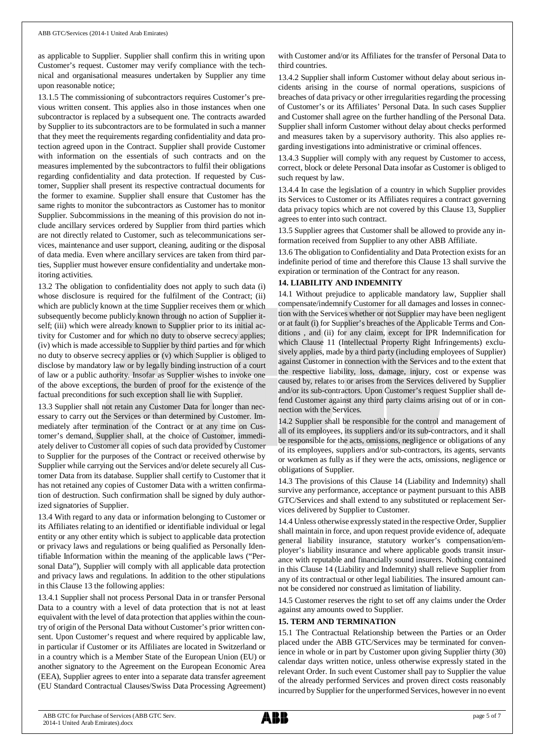as applicable to Supplier. Supplier shall confirm this in writing upon Customer's request. Customer may verify compliance with the technical and organisational measures undertaken by Supplier any time upon reasonable notice;

13.1.5 The commissioning of subcontractors requires Customer's previous written consent. This applies also in those instances when one subcontractor is replaced by a subsequent one. The contracts awarded by Supplier to its subcontractors are to be formulated in such a manner that they meet the requirements regarding confidentiality and data protection agreed upon in the Contract. Supplier shall provide Customer with information on the essentials of such contracts and on the measures implemented by the subcontractors to fulfil their obligations regarding confidentiality and data protection. If requested by Customer, Supplier shall present its respective contractual documents for the former to examine. Supplier shall ensure that Customer has the same rights to monitor the subcontractors as Customer has to monitor Supplier. Subcommissions in the meaning of this provision do not include ancillary services ordered by Supplier from third parties which are not directly related to Customer, such as telecommunications services, maintenance and user support, cleaning, auditing or the disposal of data media. Even where ancillary services are taken from third parties, Supplier must however ensure confidentiality and undertake monitoring activities.

13.2 The obligation to confidentiality does not apply to such data (i) whose disclosure is required for the fulfilment of the Contract; (ii) which are publicly known at the time Supplier receives them or which subsequently become publicly known through no action of Supplier itself; (iii) which were already known to Supplier prior to its initial activity for Customer and for which no duty to observe secrecy applies; (iv) which is made accessible to Supplier by third parties and for which no duty to observe secrecy applies or (v) which Supplier is obliged to disclose by mandatory law or by legally binding instruction of a court of law or a public authority. Insofar as Supplier wishes to invoke one of the above exceptions, the burden of proof for the existence of the factual preconditions for such exception shall lie with Supplier.

13.3 Supplier shall not retain any Customer Data for longer than necessary to carry out the Services or than determined by Customer. Immediately after termination of the Contract or at any time on Customer's demand, Supplier shall, at the choice of Customer, immediately deliver to Customer all copies of such data provided by Customer to Supplier for the purposes of the Contract or received otherwise by Supplier while carrying out the Services and/or delete securely all Customer Data from its database. Supplier shall certify to Customer that it has not retained any copies of Customer Data with a written confirmation of destruction. Such confirmation shall be signed by duly authorized signatories of Supplier.

13.4 With regard to any data or information belonging to Customer or its Affiliates relating to an identified or identifiable individual or legal entity or any other entity which is subject to applicable data protection or privacy laws and regulations or being qualified as Personally Identifiable Information within the meaning of the applicable laws ("Personal Data"), Supplier will comply with all applicable data protection and privacy laws and regulations. In addition to the other stipulations in this Clause 13 the following applies:

13.4.1 Supplier shall not process Personal Data in or transfer Personal Data to a country with a level of data protection that is not at least equivalent with the level of data protection that applies within the country of origin of the Personal Data without Customer's prior written consent. Upon Customer's request and where required by applicable law, in particular if Customer or its Affiliates are located in Switzerland or in a country which is a Member State of the European Union (EU) or another signatory to the Agreement on the European Economic Area (EEA), Supplier agrees to enter into a separate data transfer agreement (EU Standard Contractual Clauses/Swiss Data Processing Agreement) with Customer and/or its Affiliates for the transfer of Personal Data to third countries.

13.4.2 Supplier shall inform Customer without delay about serious incidents arising in the course of normal operations, suspicions of breaches of data privacy or other irregularities regarding the processing of Customer's or its Affiliates' Personal Data. In such cases Supplier and Customer shall agree on the further handling of the Personal Data. Supplier shall inform Customer without delay about checks performed and measures taken by a supervisory authority. This also applies regarding investigations into administrative or criminal offences.

13.4.3 Supplier will comply with any request by Customer to access, correct, block or delete Personal Data insofar as Customer is obliged to such request by law.

13.4.4 In case the legislation of a country in which Supplier provides its Services to Customer or its Affiliates requires a contract governing data privacy topics which are not covered by this Clause 13, Supplier agrees to enter into such contract.

13.5 Supplier agrees that Customer shall be allowed to provide any information received from Supplier to any other ABB Affiliate.

13.6 The obligation to Confidentiality and Data Protection exists for an indefinite period of time and therefore this Clause 13 shall survive the expiration or termination of the Contract for any reason.

## 14. LIABILITY AND INDEMNITY

14.1 Without prejudice to applicable mandatory law, Supplier shall compensate/indemnify Customer for all damages and losses in connection with the Services whether or not Supplier may have been negligent or at fault (i) for Supplier's breaches of the Applicable Terms and Conditions , and (ii) for any claim, except for IPR Indemnification for which Clause 11 (Intellectual Property Right Infringements) exclusively applies, made by a third party (including employees of Supplier) against Customer in connection with the Services and to the extent that the respective liability, loss, damage, injury, cost or expense was caused by, relates to or arises from the Services delivered by Supplier and/or its sub-contractors. Upon Customer's request Supplier shall defend Customer against any third party claims arising out of or in connection with the Services.

14.2 Supplier shall be responsible for the control and management of all of its employees, its suppliers and/or its sub-contractors, and it shall be responsible for the acts, omissions, negligence or obligations of any of its employees, suppliers and/or sub-contractors, its agents, servants or workmen as fully as if they were the acts, omissions, negligence or obligations of Supplier.

14.3 The provisions of this Clause 14 (Liability and Indemnity) shall survive any performance, acceptance or payment pursuant to this ABB GTC/Services and shall extend to any substituted or replacement Services delivered by Supplier to Customer.

14.4 Unless otherwise expressly stated in the respective Order, Supplier shall maintain in force, and upon request provide evidence of, adequate general liability insurance, statutory worker's compensation/employer's liability insurance and where applicable goods transit insurance with reputable and financially sound insurers. Nothing contained in this Clause 14 (Liability and Indemnity) shall relieve Supplier from any of its contractual or other legal liabilities. The insured amount cannot be considered nor construed as limitation of liability.

14.5 Customer reserves the right to set off any claims under the Order against any amounts owed to Supplier.

## 15. TERM AND TERMINATION

15.1 The Contractual Relationship between the Parties or an Order placed under the ABB GTC/Services may be terminated for convenience in whole or in part by Customer upon giving Supplier thirty (30) calendar days written notice, unless otherwise expressly stated in the relevant Order. In such event Customer shall pay to Supplier the value of the already performed Services and proven direct costs reasonably incurred by Supplier for the unperformed Services, however in no event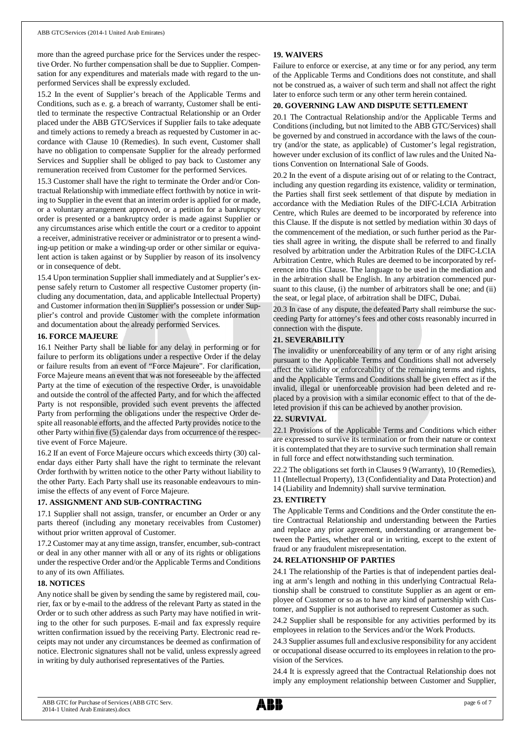more than the agreed purchase price for the Services under the respective Order. No further compensation shall be due to Supplier. Compensation for any expenditures and materials made with regard to the unperformed Services shall be expressly excluded.

15.2 In the event of Supplier's breach of the Applicable Terms and Conditions, such as e. g. a breach of warranty, Customer shall be entitled to terminate the respective Contractual Relationship or an Order placed under the ABB GTC/Services if Supplier fails to take adequate and timely actions to remedy a breach as requested by Customer in accordance with Clause 10 (Remedies). In such event, Customer shall have no obligation to compensate Supplier for the already performed Services and Supplier shall be obliged to pay back to Customer any remuneration received from Customer for the performed Services.

15.3 Customer shall have the right to terminate the Order and/or Contractual Relationship with immediate effect forthwith by notice in writing to Supplier in the event that an interim order is applied for or made, or a voluntary arrangement approved, or a petition for a bankruptcy order is presented or a bankruptcy order is made against Supplier or any circumstances arise which entitle the court or a creditor to appoint a receiver, administrative receiver or administrator or to present a winding-up petition or make a winding-up order or other similar or equivalent action is taken against or by Supplier by reason of its insolvency or in consequence of debt.

15.4 Upon termination Supplier shall immediately and at Supplier's expense safely return to Customer all respective Customer property (including any documentation, data, and applicable Intellectual Property) and Customer information then in Supplier's possession or under Supplier's control and provide Customer with the complete information and documentation about the already performed Services.

## 16. FORCE MAJEURE

16.1 Neither Party shall be liable for any delay in performing or for failure to perform its obligations under a respective Order if the delay or failure results from an event of "Force Majeure". For clarification, Force Majeure means an event that was not foreseeable by the affected Party at the time of execution of the respective Order, is unavoidable and outside the control of the affected Party, and for which the affected Party is not responsible, provided such event prevents the affected Party from performing the obligations under the respective Order despite all reasonable efforts, and the affected Party provides notice to the other Party within five (5) calendar days from occurrence of the respective event of Force Majeure.

16.2 If an event of Force Majeure occurs which exceeds thirty (30) calendar days either Party shall have the right to terminate the relevant Order forthwith by written notice to the other Party without liability to the other Party. Each Party shall use its reasonable endeavours to minimise the effects of any event of Force Majeure.

## 17. ASSIGNMENT AND SUB-CONTRACTING

17.1 Supplier shall not assign, transfer, or encumber an Order or any parts thereof (including any monetary receivables from Customer) without prior written approval of Customer.

17.2 Customer may at any time assign, transfer, encumber, sub-contract or deal in any other manner with all or any of its rights or obligations under the respective Order and/or the Applicable Terms and Conditions to any of its own Affiliates.

## 18. NOTICES

Any notice shall be given by sending the same by registered mail, courier, fax or by e-mail to the address of the relevant Party as stated in the Order or to such other address as such Party may have notified in writing to the other for such purposes. E-mail and fax expressly require written confirmation issued by the receiving Party. Electronic read receipts may not under any circumstances be deemed as confirmation of notice. Electronic signatures shall not be valid, unless expressly agreed in writing by duly authorised representatives of the Parties.

## 19. WAIVERS

Failure to enforce or exercise, at any time or for any period, any term of the Applicable Terms and Conditions does not constitute, and shall not be construed as, a waiver of such term and shall not affect the right later to enforce such term or any other term herein contained.

## 20. GOVERNING LAW AND DISPUTE SETTLEMENT

20.1 The Contractual Relationship and/or the Applicable Terms and Conditions (including, but not limited to the ABB GTC/Services) shall be governed by and construed in accordance with the laws of the country (and/or the state, as applicable) of Customer's legal registration, however under exclusion of its conflict of law rules and the United Nations Convention on International Sale of Goods.

20.2 In the event of a dispute arising out of or relating to the Contract, including any question regarding its existence, validity or termination, the Parties shall first seek settlement of that dispute by mediation in accordance with the Mediation Rules of the DIFC-LCIA Arbitration Centre, which Rules are deemed to be incorporated by reference into this Clause. If the dispute is not settled by mediation within 30 days of the commencement of the mediation, or such further period as the Parties shall agree in writing, the dispute shall be referred to and finally resolved by arbitration under the Arbitration Rules of the DIFC-LCIA Arbitration Centre, which Rules are deemed to be incorporated by reference into this Clause. The language to be used in the mediation and in the arbitration shall be English. In any arbitration commenced pursuant to this clause, (i) the number of arbitrators shall be one; and (ii) the seat, or legal place, of arbitration shall be DIFC, Dubai.

20.3 In case of any dispute, the defeated Party shall reimburse the succeeding Party for attorney's fees and other costs reasonably incurred in connection with the dispute.

## 21. SEVERABILITY

The invalidity or unenforceability of any term or of any right arising pursuant to the Applicable Terms and Conditions shall not adversely affect the validity or enforceability of the remaining terms and rights, and the Applicable Terms and Conditions shall be given effect as if the invalid, illegal or unenforceable provision had been deleted and replaced by a provision with a similar economic effect to that of the deleted provision if this can be achieved by another provision.

## 22. SURVIVAL

22.1 Provisions of the Applicable Terms and Conditions which either are expressed to survive its termination or from their nature or context it is contemplated that they are to survive such termination shall remain in full force and effect notwithstanding such termination.

22.2 The obligations set forth in Clauses 9 (Warranty), 10 (Remedies), 11 (Intellectual Property), 13 (Confidentiality and Data Protection) and 14 (Liability and Indemnity) shall survive termination.

## 23. ENTIRETY

The Applicable Terms and Conditions and the Order constitute the entire Contractual Relationship and understanding between the Parties and replace any prior agreement, understanding or arrangement between the Parties, whether oral or in writing, except to the extent of fraud or any fraudulent misrepresentation.

## 24. RELATIONSHIP OF PARTIES

24.1 The relationship of the Parties is that of independent parties dealing at arm's length and nothing in this underlying Contractual Relationship shall be construed to constitute Supplier as an agent or employee of Customer or so as to have any kind of partnership with Customer, and Supplier is not authorised to represent Customer as such.

24.2 Supplier shall be responsible for any activities performed by its employees in relation to the Services and/or the Work Products.

24.3 Supplier assumes full and exclusive responsibility for any accident or occupational disease occurred to its employees in relation to the provision of the Services.

24.4 It is expressly agreed that the Contractual Relationship does not imply any employment relationship between Customer and Supplier,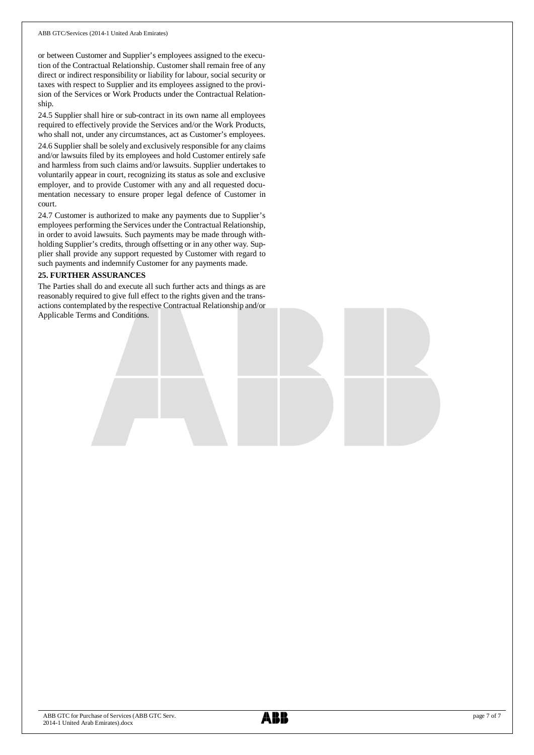or between Customer and Supplier's employees assigned to the execution of the Contractual Relationship. Customer shall remain free of any direct or indirect responsibility or liability for labour, social security or taxes with respect to Supplier and its employees assigned to the provision of the Services or Work Products under the Contractual Relationship.

24.5 Supplier shall hire or sub-contract in its own name all employees required to effectively provide the Services and/or the Work Products, who shall not, under any circumstances, act as Customer's employees.

24.6 Supplier shall be solely and exclusively responsible for any claims and/or lawsuits filed by its employees and hold Customer entirely safe and harmless from such claims and/or lawsuits. Supplier undertakes to voluntarily appear in court, recognizing its status as sole and exclusive employer, and to provide Customer with any and all requested documentation necessary to ensure proper legal defence of Customer in court.

24.7 Customer is authorized to make any payments due to Supplier's employees performing the Services under the Contractual Relationship, in order to avoid lawsuits. Such payments may be made through withholding Supplier's credits, through offsetting or in any other way. Supplier shall provide any support requested by Customer with regard to such payments and indemnify Customer for any payments made.

**25. FURTHER ASSURANCES**

The Parties shall do and execute all such further acts and things as are reasonably required to give full effect to the rights given and the transactions contemplated by the respective Contractual Relationship and/or Applicable Terms and Conditions.